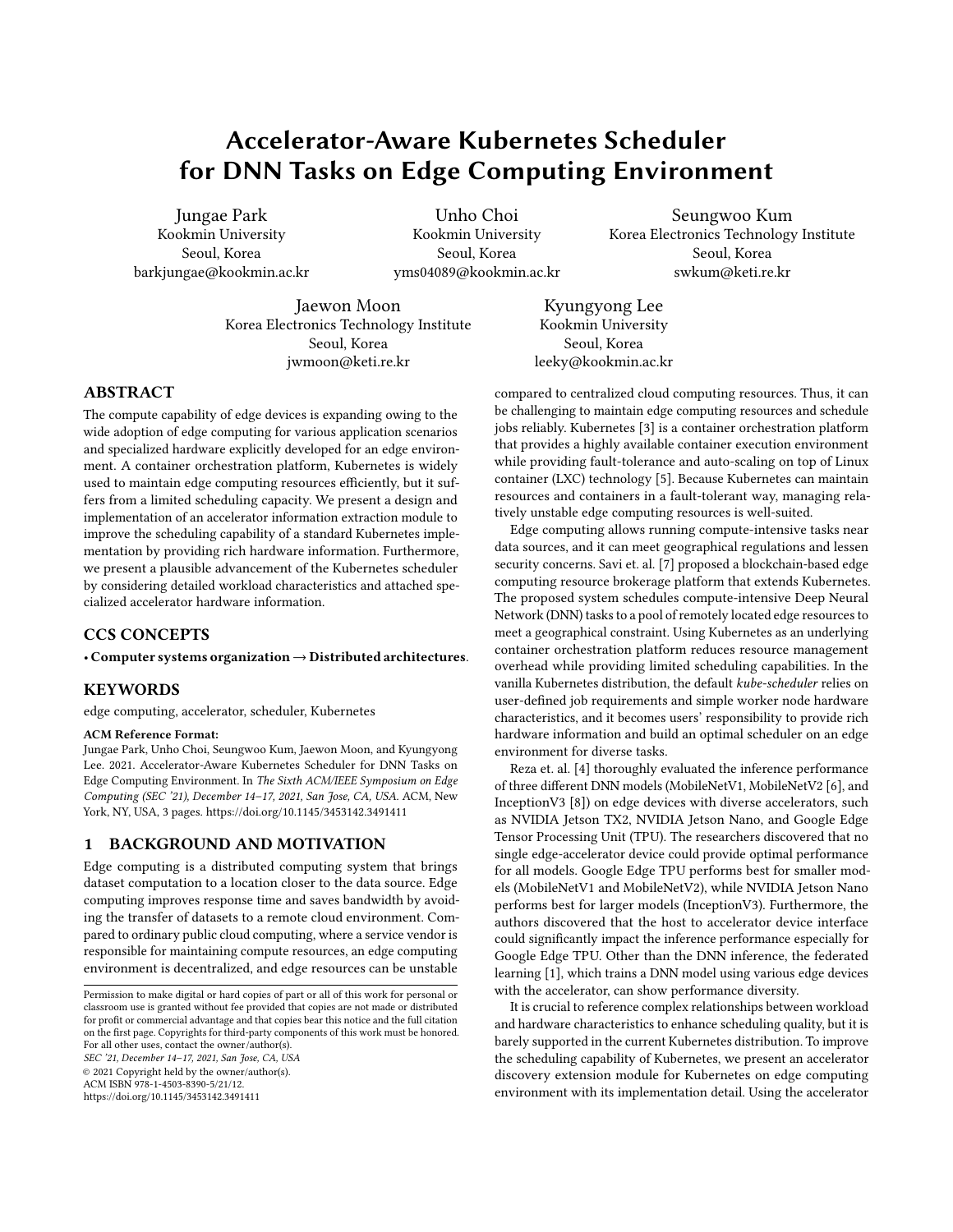# Accelerator-Aware Kubernetes Scheduler for DNN Tasks on Edge Computing Environment

Jungae Park
Kookmin University
Seoul, Korea
barkjungae@kookmin.ac.kr

Unho Choi
Kookmin University
Seoul, Korea
yms04089@kookmin.ac.kr

Seungwoo Kum
Korea Electronics Technology Institute
Seoul, Korea
swkum@keti.re.kr

Jaewon Moon
Korea Electronics Technology Institute
Seoul, Korea
jwmoon@keti.re.kr

Kyungyong Lee
Kookmin University
Seoul, Korea
leeky@kookmin.ac.kr

## ABSTRACT

The compute capability of edge devices is expanding owing to the wide adoption of edge computing for various application scenarios and specialized hardware explicitly developed for an edge environment. A container orchestration platform, Kubernetes is widely used to maintain edge computing resources efficiently, but it suffers from a limited scheduling capacity. We present a design and implementation of an accelerator information extraction module to improve the scheduling capability of a standard Kubernetes implementation by providing rich hardware information. Furthermore, we present a plausible advancement of the Kubernetes scheduler by considering detailed workload characteristics and attached specialized accelerator hardware information.

## CCS CONCEPTS

• **Computer systems organization → Distributed architectures**.

## KEYWORDS

edge computing, accelerator, scheduler, Kubernetes

**ACM Reference Format:**
Jungae Park, Unho Choi, Seungwoo Kum, Jaewon Moon, and Kyungyong Lee. 2021. Accelerator-Aware Kubernetes Scheduler for DNN Tasks on Edge Computing Environment. In *The Sixth ACM/IEEE Symposium on Edge Computing (SEC '21), December 14–17, 2021, San Jose, CA, USA.* ACM, New York, NY, USA, 3 pages. https://doi.org/10.1145/3453142.3491411

## 1 BACKGROUND AND MOTIVATION

Edge computing is a distributed computing system that brings dataset computation to a location closer to the data source. Edge computing improves response time and saves bandwidth by avoiding the transfer of datasets to a remote cloud environment. Compared to ordinary public cloud computing, where a service vendor is responsible for maintaining compute resources, an edge computing environment is decentralized, and edge resources can be unstable compared to centralized cloud computing resources. Thus, it can be challenging to maintain edge computing resources and schedule jobs reliably. Kubernetes [3] is a container orchestration platform that provides a highly available container execution environment while providing fault-tolerance and auto-scaling on top of Linux container (LXC) technology [5]. Because Kubernetes can maintain resources and containers in a fault-tolerant way, managing relatively unstable edge computing resources is well-suited.

Edge computing allows running compute-intensive tasks near data sources, and it can meet geographical regulations and lessen security concerns. Savi et. al. [7] proposed a blockchain-based edge computing resource brokerage platform that extends Kubernetes. The proposed system schedules compute-intensive Deep Neural Network (DNN) tasks to a pool of remotely located edge resources to meet a geographical constraint. Using Kubernetes as an underlying container orchestration platform reduces resource management overhead while providing limited scheduling capabilities. In the vanilla Kubernetes distribution, the default *kube-scheduler* relies on user-defined job requirements and simple worker node hardware characteristics, and it becomes users' responsibility to provide rich hardware information and build an optimal scheduler on an edge environment for diverse tasks.

Reza et. al. [4] thoroughly evaluated the inference performance of three different DNN models (MobileNetV1, MobileNetV2 [6], and InceptionV3 [8]) on edge devices with diverse accelerators, such as NVIDIA Jetson TX2, NVIDIA Jetson Nano, and Google Edge Tensor Processing Unit (TPU). The researchers discovered that no single edge-accelerator device could provide optimal performance for all models. Google Edge TPU performs best for smaller models (MobileNetV1 and MobileNetV2), while NVIDIA Jetson Nano performs best for larger models (InceptionV3). Furthermore, the authors discovered that the host to accelerator device interface could significantly impact the inference performance especially for Google Edge TPU. Other than the DNN inference, the federated learning [1], which trains a DNN model using various edge devices with the accelerator, can show performance diversity.

It is crucial to reference complex relationships between workload and hardware characteristics to enhance scheduling quality, but it is barely supported in the current Kubernetes distribution. To improve the scheduling capability of Kubernetes, we present an accelerator discovery extension module for Kubernetes on edge computing environment with its implementation detail. Using the accelerator

Permission to make digital or hard copies of part or all of this work for personal or classroom use is granted without fee provided that copies are not made or distributed for profit or commercial advantage and that copies bear this notice and the full citation on the first page. Copyrights for third-party components of this work must be honored. For all other uses, contact the owner/author(s).
*SEC '21, December 14–17, 2021, San Jose, CA, USA*
© 2021 Copyright held by the owner/author(s).
ACM ISBN 978-1-4503-8390-5/21/12.
https://doi.org/10.1145/3453142.3491411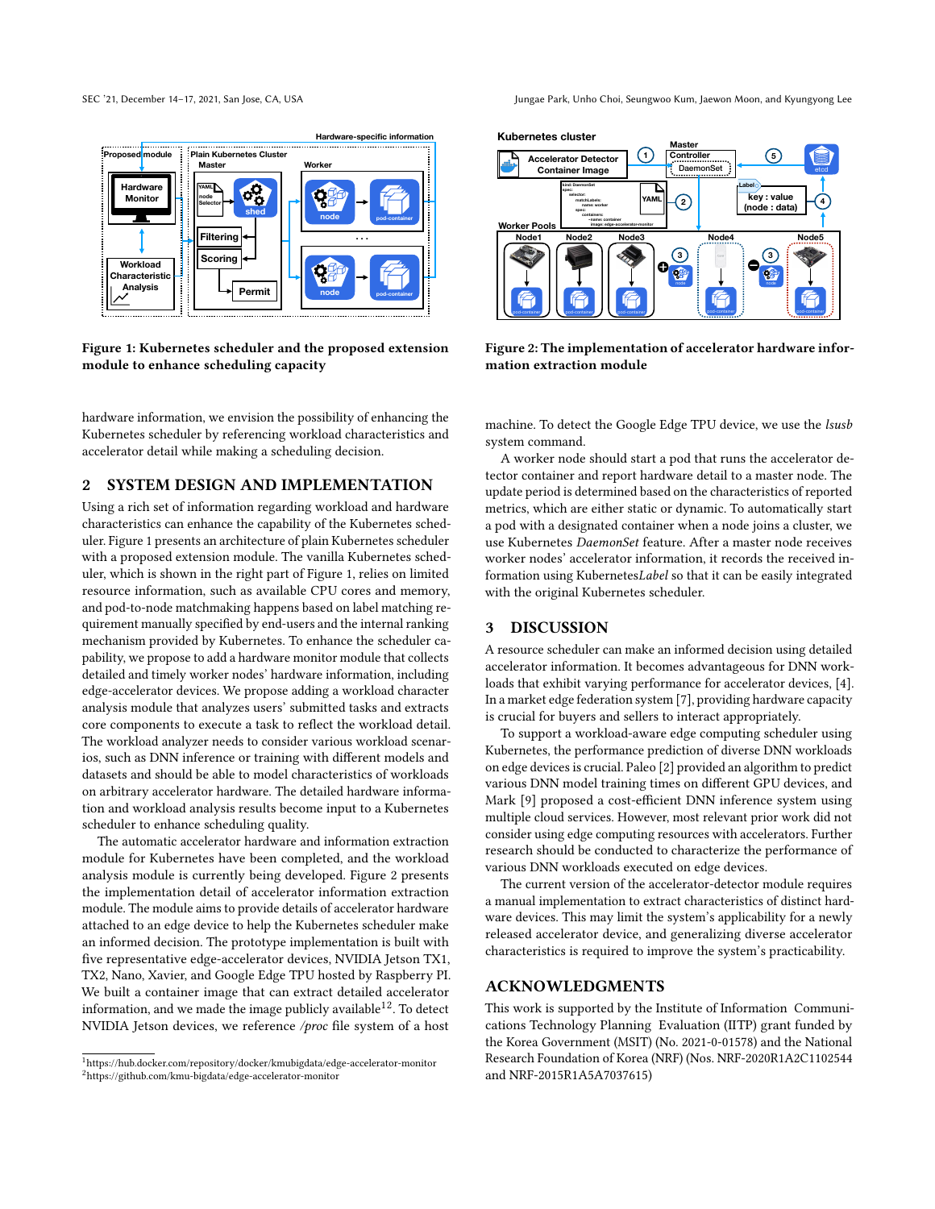Figure 1: Kubernetes scheduler and the proposed extension module to enhance scheduling capacity

Figure 2: The implementation of accelerator hardware information extraction module

hardware information, we envision the possibility of enhancing the Kubernetes scheduler by referencing workload characteristics and accelerator detail while making a scheduling decision.

## 2 SYSTEM DESIGN AND IMPLEMENTATION

Using a rich set of information regarding workload and hardware characteristics can enhance the capability of the Kubernetes scheduler. Figure 1 presents an architecture of plain Kubernetes scheduler with a proposed extension module. The vanilla Kubernetes scheduler, which is shown in the right part of Figure 1, relies on limited resource information, such as available CPU cores and memory, and pod-to-node matchmaking happens based on label matching requirement manually specified by end-users and the internal ranking mechanism provided by Kubernetes. To enhance the scheduler capability, we propose to add a hardware monitor module that collects detailed and timely worker nodes' hardware information, including edge-accelerator devices. We propose adding a workload character analysis module that analyzes users' submitted tasks and extracts core components to execute a task to reflect the workload detail. The workload analyzer needs to consider various workload scenarios, such as DNN inference or training with different models and datasets and should be able to model characteristics of workloads on arbitrary accelerator hardware. The detailed hardware information and workload analysis results become input to a Kubernetes scheduler to enhance scheduling quality.

The automatic accelerator hardware and information extraction module for Kubernetes have been completed, and the workload analysis module is currently being developed. Figure 2 presents the implementation detail of accelerator information extraction module. The module aims to provide details of accelerator hardware attached to an edge device to help the Kubernetes scheduler make an informed decision. The prototype implementation is built with five representative edge-accelerator devices, NVIDIA Jetson TX1, TX2, Nano, Xavier, and Google Edge TPU hosted by Raspberry PI. We built a container image that can extract detailed accelerator information, and we made the image publicly available[1,2]. To detect NVIDIA Jetson devices, we reference */proc* file system of a host machine. To detect the Google Edge TPU device, we use the *lsusb* system command.

A worker node should start a pod that runs the accelerator detector container and report hardware detail to a master node. The update period is determined based on the characteristics of reported metrics, which are either static or dynamic. To automatically start a pod with a designated container when a node joins a cluster, we use Kubernetes *DaemonSet* feature. After a master node receives worker nodes' accelerator information, it records the received information using Kubernetes*Label* so that it can be easily integrated with the original Kubernetes scheduler.

## 3 DISCUSSION

A resource scheduler can make an informed decision using detailed accelerator information. It becomes advantageous for DNN workloads that exhibit varying performance for accelerator devices, [4]. In a market edge federation system [7], providing hardware capacity is crucial for buyers and sellers to interact appropriately.

To support a workload-aware edge computing scheduler using Kubernetes, the performance prediction of diverse DNN workloads on edge devices is crucial. Paleo [2] provided an algorithm to predict various DNN model training times on different GPU devices, and Mark [9] proposed a cost-efficient DNN inference system using multiple cloud services. However, most relevant prior work did not consider using edge computing resources with accelerators. Further research should be conducted to characterize the performance of various DNN workloads executed on edge devices.

The current version of the accelerator-detector module requires a manual implementation to extract characteristics of distinct hardware devices. This may limit the system's applicability for a newly released accelerator device, and generalizing diverse accelerator characteristics is required to improve the system's practicability.

## ACKNOWLEDGMENTS

This work is supported by the Institute of Information Communications Technology Planning Evaluation (IITP) grant funded by the Korea Government (MSIT) (No. 2021-0-01578) and the National Research Foundation of Korea (NRF) (Nos. NRF-2020R1A2C1102544 and NRF-2015R1A5A7037615)

[1] https://hub.docker.com/repository/docker/kmubigdata/edge-accelerator-monitor
[2] https://github.com/kmu-bigdata/edge-accelerator-monitor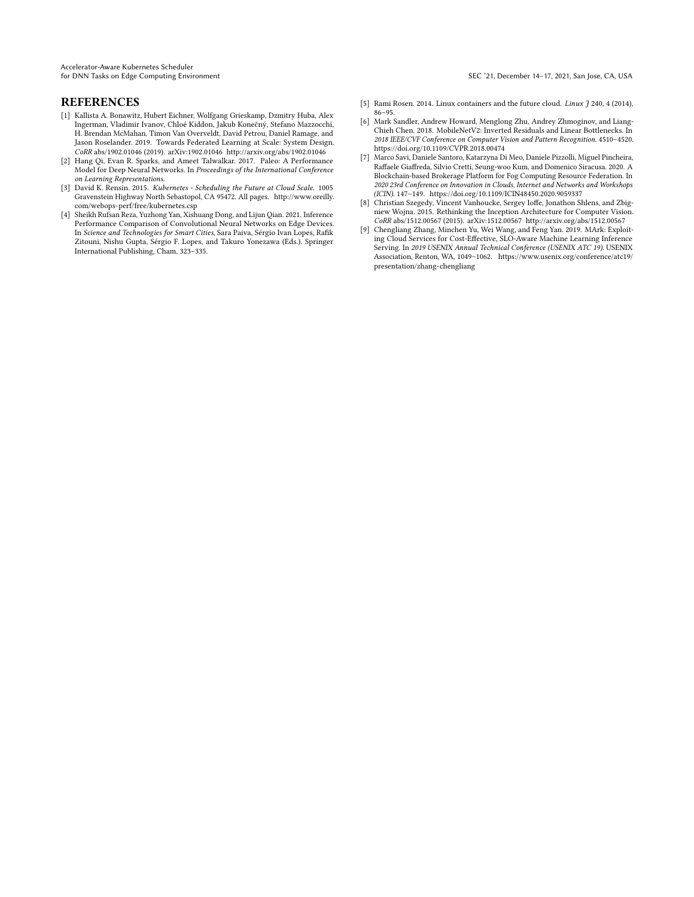## REFERENCES

[1] Kallista A. Bonawitz, Hubert Eichner, Wolfgang Grieskamp, Dzmitry Huba, Alex Ingerman, Vladimir Ivanov, Chloé Kiddon, Jakub Konečný, Stefano Mazzocchi, H. Brendan McMahan, Timon Van Overveldt, David Petrou, Daniel Ramage, and Jason Roselander. 2019. Towards Federated Learning at Scale: System Design. *CoRR* abs/1902.01046 (2019). arXiv:1902.01046 http://arxiv.org/abs/1902.01046

[2] Hang Qi, Evan R. Sparks, and Ameet Talwalkar. 2017. Paleo: A Performance Model for Deep Neural Networks. In *Proceedings of the International Conference on Learning Representations.*

[3] David K. Rensin. 2015. *Kubernetes - Scheduling the Future at Cloud Scale.* 1005 Gravenstein Highway North Sebastopol, CA 95472. All pages. http://www.oreilly.com/webops-perf/free/kubernetes.csp

[4] Sheikh Rufsan Reza, Yuzhong Yan, Xishuang Dong, and Lijun Qian. 2021. Inference Performance Comparison of Convolutional Neural Networks on Edge Devices. In *Science and Technologies for Smart Cities*, Sara Paiva, Sérgio Ivan Lopes, Rafik Zitouni, Nishu Gupta, Sérgio F. Lopes, and Takuro Yonezawa (Eds.). Springer International Publishing, Cham, 323–335.

[5] Rami Rosen. 2014. Linux containers and the future cloud. *Linux J* 240, 4 (2014), 86–95.

[6] Mark Sandler, Andrew Howard, Menglong Zhu, Andrey Zhmoginov, and Liang-Chieh Chen. 2018. MobileNetV2: Inverted Residuals and Linear Bottlenecks. In *2018 IEEE/CVF Conference on Computer Vision and Pattern Recognition.* 4510–4520. https://doi.org/10.1109/CVPR.2018.00474

[7] Marco Savi, Daniele Santoro, Katarzyna Di Meo, Daniele Pizzolli, Miguel Pincheira, Raffaele Giaffreda, Silvio Cretti, Seung-woo Kum, and Domenico Siracusa. 2020. A Blockchain-based Brokerage Platform for Fog Computing Resource Federation. In *2020 23rd Conference on Innovation in Clouds, Internet and Networks and Workshops (ICIN).* 147–149. https://doi.org/10.1109/ICIN48450.2020.9059337

[8] Christian Szegedy, Vincent Vanhoucke, Sergey Ioffe, Jonathon Shlens, and Zbigniew Wojna. 2015. Rethinking the Inception Architecture for Computer Vision. *CoRR* abs/1512.00567 (2015). arXiv:1512.00567 http://arxiv.org/abs/1512.00567

[9] Chengliang Zhang, Minchen Yu, Wei Wang, and Feng Yan. 2019. MArk: Exploiting Cloud Services for Cost-Effective, SLO-Aware Machine Learning Inference Serving. In *2019 USENIX Annual Technical Conference (USENIX ATC 19).* USENIX Association, Renton, WA, 1049–1062. https://www.usenix.org/conference/atc19/presentation/zhang-chengliang